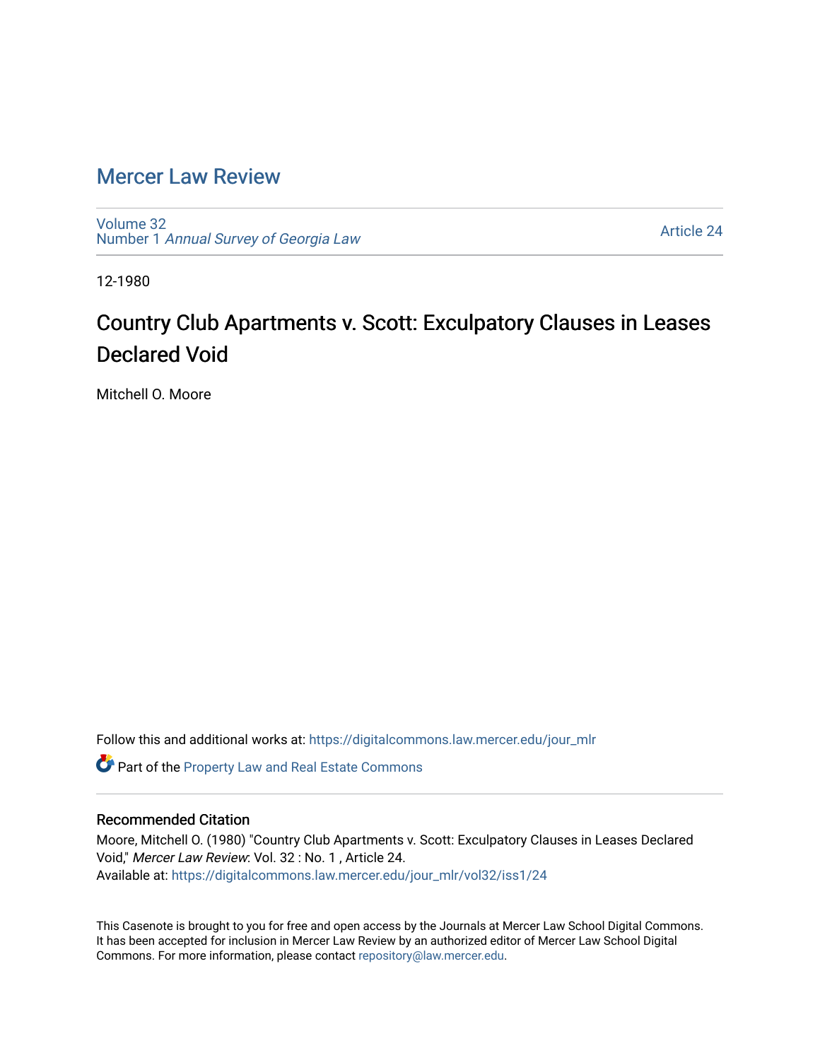# Mercer Law Review

Volume 32
Number 1 *Annual Survey of Georgia Law*

Article 24

12-1980

## Country Club Apartments v. Scott: Exculpatory Clauses in Leases Declared Void

Mitchell O. Moore

Follow this and additional works at: https://digitalcommons.law.mercer.edu/jour_mlr

Part of the Property Law and Real Estate Commons

### Recommended Citation

Moore, Mitchell O. (1980) "Country Club Apartments v. Scott: Exculpatory Clauses in Leases Declared Void," *Mercer Law Review*: Vol. 32 : No. 1 , Article 24.
Available at: https://digitalcommons.law.mercer.edu/jour_mlr/vol32/iss1/24

This Casenote is brought to you for free and open access by the Journals at Mercer Law School Digital Commons. It has been accepted for inclusion in Mercer Law Review by an authorized editor of Mercer Law School Digital Commons. For more information, please contact repository@law.mercer.edu.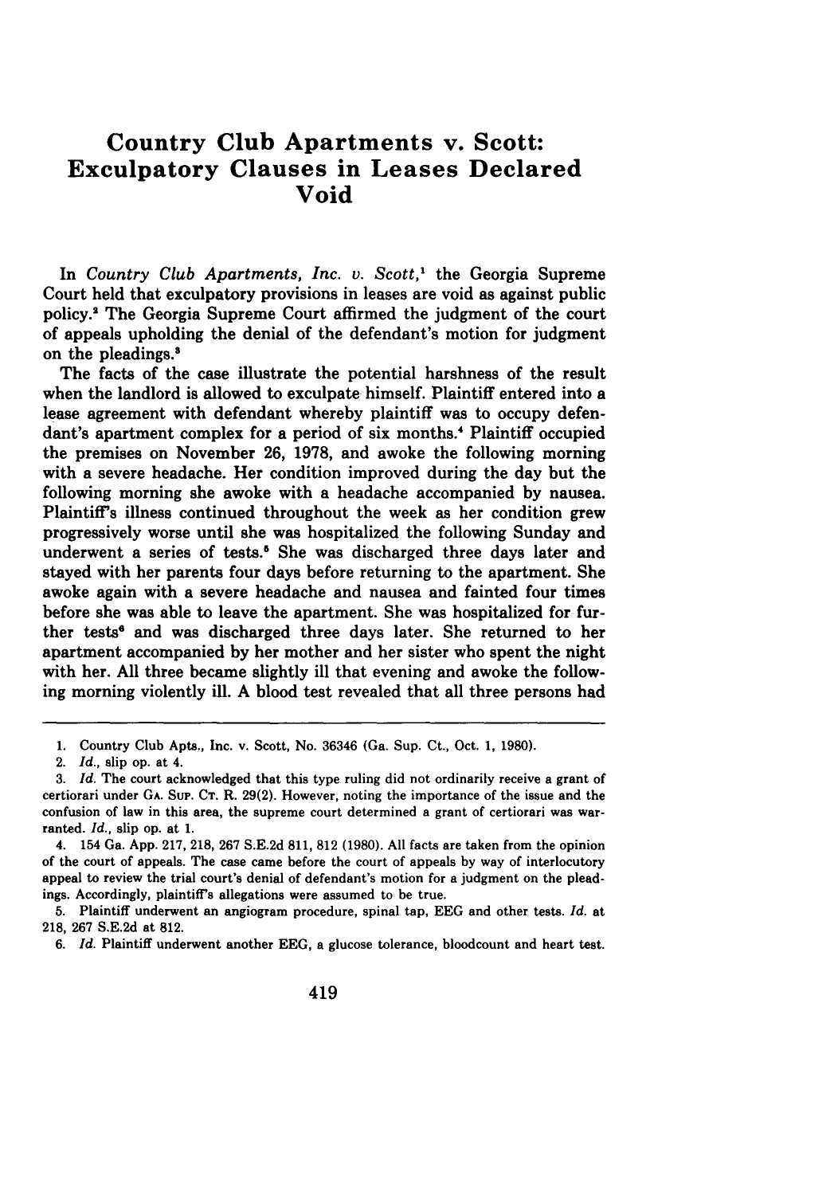# Country Club Apartments v. Scott: Exculpatory Clauses in Leases Declared Void

In *Country Club Apartments, Inc. v. Scott*,[1] the Georgia Supreme Court held that exculpatory provisions in leases are void as against public policy.[2] The Georgia Supreme Court affirmed the judgment of the court of appeals upholding the denial of the defendant's motion for judgment on the pleadings.[3]

The facts of the case illustrate the potential harshness of the result when the landlord is allowed to exculpate himself. Plaintiff entered into a lease agreement with defendant whereby plaintiff was to occupy defendant's apartment complex for a period of six months.[4] Plaintiff occupied the premises on November 26, 1978, and awoke the following morning with a severe headache. Her condition improved during the day but the following morning she awoke with a headache accompanied by nausea. Plaintiff's illness continued throughout the week as her condition grew progressively worse until she was hospitalized the following Sunday and underwent a series of tests.[5] She was discharged three days later and stayed with her parents four days before returning to the apartment. She awoke again with a severe headache and nausea and fainted four times before she was able to leave the apartment. She was hospitalized for further tests[6] and was discharged three days later. She returned to her apartment accompanied by her mother and her sister who spent the night with her. All three became slightly ill that evening and awoke the following morning violently ill. A blood test revealed that all three persons had

---

1. Country Club Apts., Inc. v. Scott, No. 36346 (Ga. Sup. Ct., Oct. 1, 1980).

2. *Id.*, slip op. at 4.

3. *Id.* The court acknowledged that this type ruling did not ordinarily receive a grant of certiorari under GA. SUP. CT. R. 29(2). However, noting the importance of the issue and the confusion of law in this area, the supreme court determined a grant of certiorari was warranted. *Id.*, slip op. at 1.

4. 154 Ga. App. 217, 218, 267 S.E.2d 811, 812 (1980). All facts are taken from the opinion of the court of appeals. The case came before the court of appeals by way of interlocutory appeal to review the trial court's denial of defendant's motion for a judgment on the pleadings. Accordingly, plaintiff's allegations were assumed to be true.

5. Plaintiff underwent an angiogram procedure, spinal tap, EEG and other tests. *Id.* at 218, 267 S.E.2d at 812.

6. *Id.* Plaintiff underwent another EEG, a glucose tolerance, bloodcount and heart test.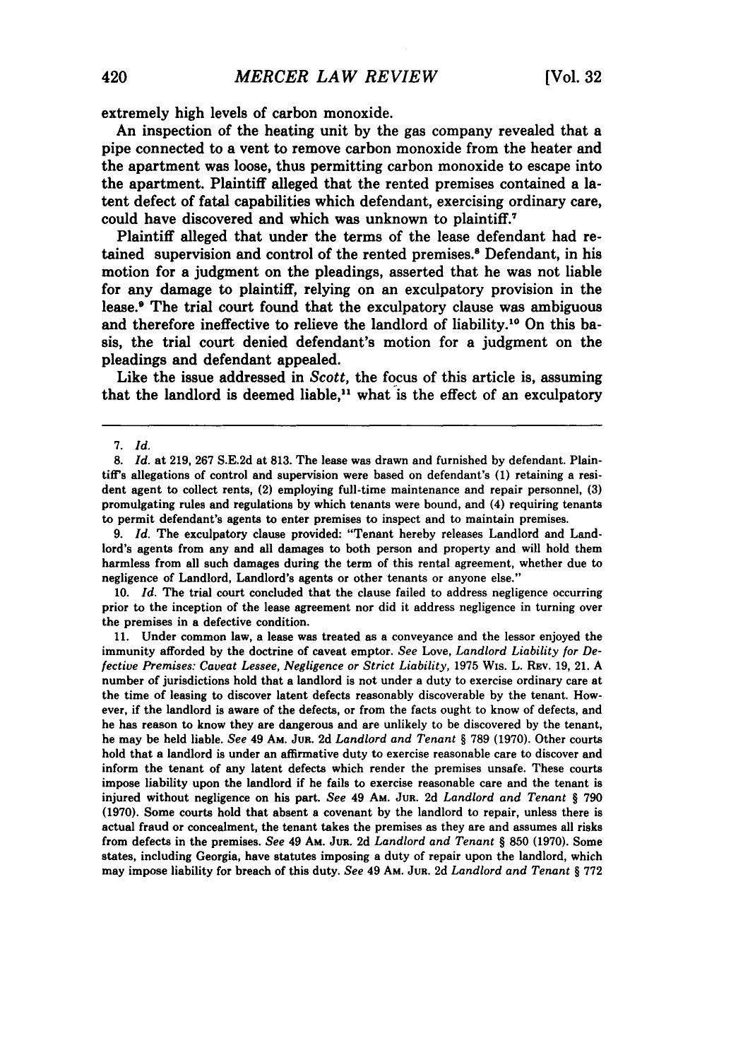extremely high levels of carbon monoxide.

An inspection of the heating unit by the gas company revealed that a pipe connected to a vent to remove carbon monoxide from the heater and the apartment was loose, thus permitting carbon monoxide to escape into the apartment. Plaintiff alleged that the rented premises contained a latent defect of fatal capabilities which defendant, exercising ordinary care, could have discovered and which was unknown to plaintiff.[7]

Plaintiff alleged that under the terms of the lease defendant had retained supervision and control of the rented premises.[8] Defendant, in his motion for a judgment on the pleadings, asserted that he was not liable for any damage to plaintiff, relying on an exculpatory provision in the lease.[9] The trial court found that the exculpatory clause was ambiguous and therefore ineffective to relieve the landlord of liability.[10] On this basis, the trial court denied defendant's motion for a judgment on the pleadings and defendant appealed.

Like the issue addressed in *Scott*, the focus of this article is, assuming that the landlord is deemed liable,[11] what is the effect of an exculpatory

---

7. *Id.*

8. *Id.* at 219, 267 S.E.2d at 813. The lease was drawn and furnished by defendant. Plaintiff's allegations of control and supervision were based on defendant's (1) retaining a resident agent to collect rents, (2) employing full-time maintenance and repair personnel, (3) promulgating rules and regulations by which tenants were bound, and (4) requiring tenants to permit defendant's agents to enter premises to inspect and to maintain premises.

9. *Id.* The exculpatory clause provided: "Tenant hereby releases Landlord and Landlord's agents from any and all damages to both person and property and will hold them harmless from all such damages during the term of this rental agreement, whether due to negligence of Landlord, Landlord's agents or other tenants or anyone else."

10. *Id.* The trial court concluded that the clause failed to address negligence occurring prior to the inception of the lease agreement nor did it address negligence in turning over the premises in a defective condition.

11. Under common law, a lease was treated as a conveyance and the lessor enjoyed the immunity afforded by the doctrine of caveat emptor. *See* Love, *Landlord Liability for Defective Premises: Caveat Lessee, Negligence or Strict Liability,* 1975 Wis. L. Rev. 19, 21. A number of jurisdictions hold that a landlord is not under a duty to exercise ordinary care at the time of leasing to discover latent defects reasonably discoverable by the tenant. However, if the landlord is aware of the defects, or from the facts ought to know of defects, and he has reason to know they are dangerous and are unlikely to be discovered by the tenant, he may be held liable. *See* 49 Am. Jur. 2d *Landlord and Tenant* § 789 (1970). Other courts hold that a landlord is under an affirmative duty to exercise reasonable care to discover and inform the tenant of any latent defects which render the premises unsafe. These courts impose liability upon the landlord if he fails to exercise reasonable care and the tenant is injured without negligence on his part. *See* 49 Am. Jur. 2d *Landlord and Tenant* § 790 (1970). Some courts hold that absent a covenant by the landlord to repair, unless there is actual fraud or concealment, the tenant takes the premises as they are and assumes all risks from defects in the premises. *See* 49 Am. Jur. 2d *Landlord and Tenant* § 850 (1970). Some states, including Georgia, have statutes imposing a duty of repair upon the landlord, which may impose liability for breach of this duty. *See* 49 Am. Jur. 2d *Landlord and Tenant* § 772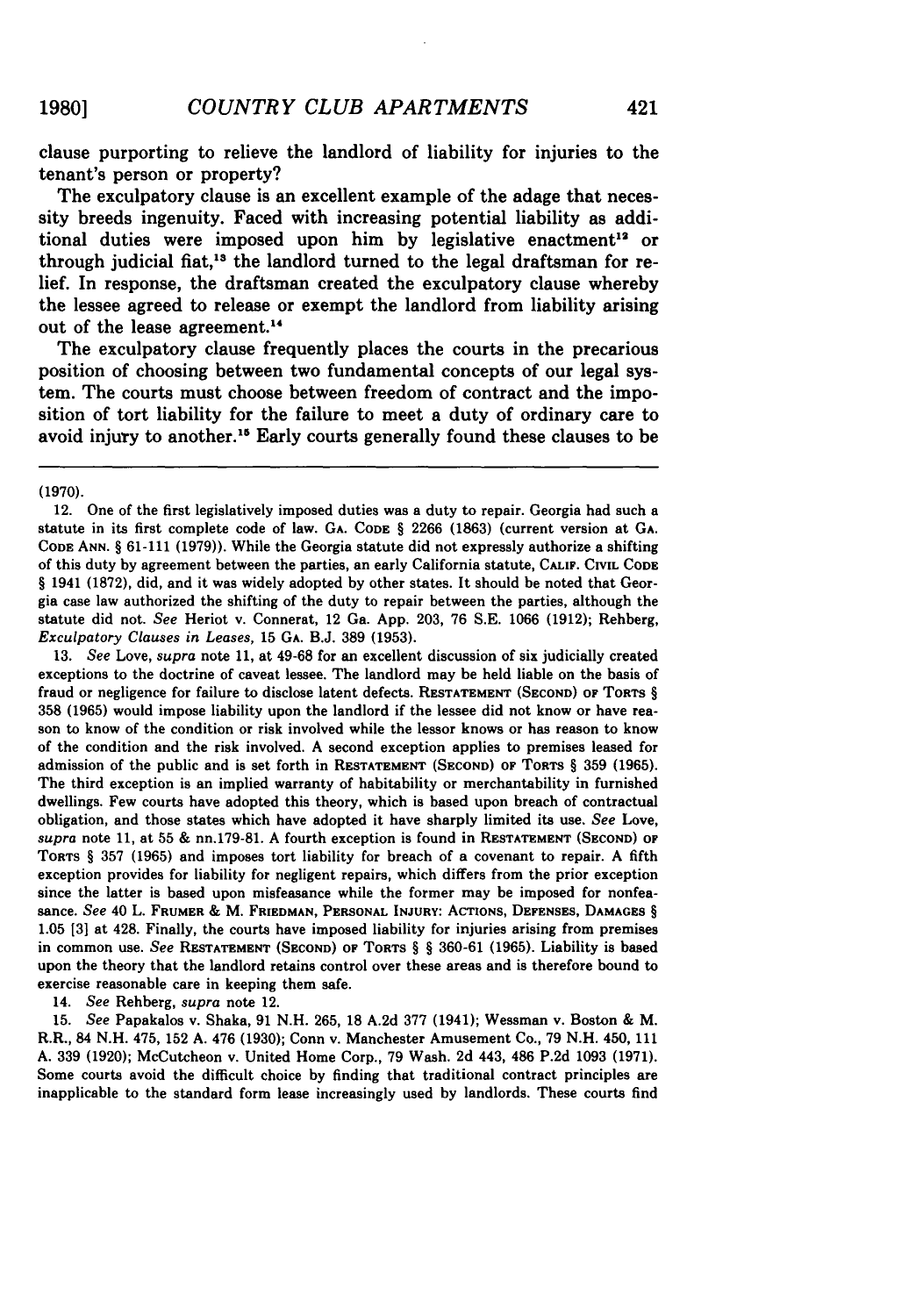clause purporting to relieve the landlord of liability for injuries to the tenant's person or property?

The exculpatory clause is an excellent example of the adage that necessity breeds ingenuity. Faced with increasing potential liability as additional duties were imposed upon him by legislative enactment[12] or through judicial fiat,[13] the landlord turned to the legal draftsman for relief. In response, the draftsman created the exculpatory clause whereby the lessee agreed to release or exempt the landlord from liability arising out of the lease agreement.[14]

The exculpatory clause frequently places the courts in the precarious position of choosing between two fundamental concepts of our legal system. The courts must choose between freedom of contract and the imposition of tort liability for the failure to meet a duty of ordinary care to avoid injury to another.[15] Early courts generally found these clauses to be

---

(1970).

12. One of the first legislatively imposed duties was a duty to repair. Georgia had such a statute in its first complete code of law. GA. CODE § 2266 (1863) (current version at GA. CODE ANN. § 61-111 (1979)). While the Georgia statute did not expressly authorize a shifting of this duty by agreement between the parties, an early California statute, CALIF. CIVIL CODE § 1941 (1872), did, and it was widely adopted by other states. It should be noted that Georgia case law authorized the shifting of the duty to repair between the parties, although the statute did not. *See* Heriot v. Connerat, 12 Ga. App. 203, 76 S.E. 1066 (1912); Rehberg, *Exculpatory Clauses in Leases*, 15 GA. B.J. 389 (1953).

13. *See* Love, *supra* note 11, at 49-68 for an excellent discussion of six judicially created exceptions to the doctrine of caveat lessee. The landlord may be held liable on the basis of fraud or negligence for failure to disclose latent defects. RESTATEMENT (SECOND) OF TORTS § 358 (1965) would impose liability upon the landlord if the lessee did not know or have reason to know of the condition or risk involved while the lessor knows or has reason to know of the condition and the risk involved. A second exception applies to premises leased for admission of the public and is set forth in RESTATEMENT (SECOND) OF TORTS § 359 (1965). The third exception is an implied warranty of habitability or merchantability in furnished dwellings. Few courts have adopted this theory, which is based upon breach of contractual obligation, and those states which have adopted it have sharply limited its use. *See* Love, *supra* note 11, at 55 & nn.179-81. A fourth exception is found in RESTATEMENT (SECOND) OF TORTS § 357 (1965) and imposes tort liability for breach of a covenant to repair. A fifth exception provides for liability for negligent repairs, which differs from the prior exception since the latter is based upon misfeasance while the former may be imposed for nonfeasance. *See* 40 L. FRUMER & M. FRIEDMAN, PERSONAL INJURY: ACTIONS, DEFENSES, DAMAGES § 1.05 [3] at 428. Finally, the courts have imposed liability for injuries arising from premises in common use. *See* RESTATEMENT (SECOND) OF TORTS § § 360-61 (1965). Liability is based upon the theory that the landlord retains control over these areas and is therefore bound to exercise reasonable care in keeping them safe.

14. *See* Rehberg, *supra* note 12.

15. *See* Papakalos v. Shaka, 91 N.H. 265, 18 A.2d 377 (1941); Wessman v. Boston & M. R.R., 84 N.H. 475, 152 A. 476 (1930); Conn v. Manchester Amusement Co., 79 N.H. 450, 111 A. 339 (1920); McCutcheon v. United Home Corp., 79 Wash. 2d 443, 486 P.2d 1093 (1971). Some courts avoid the difficult choice by finding that traditional contract principles are inapplicable to the standard form lease increasingly used by landlords. These courts find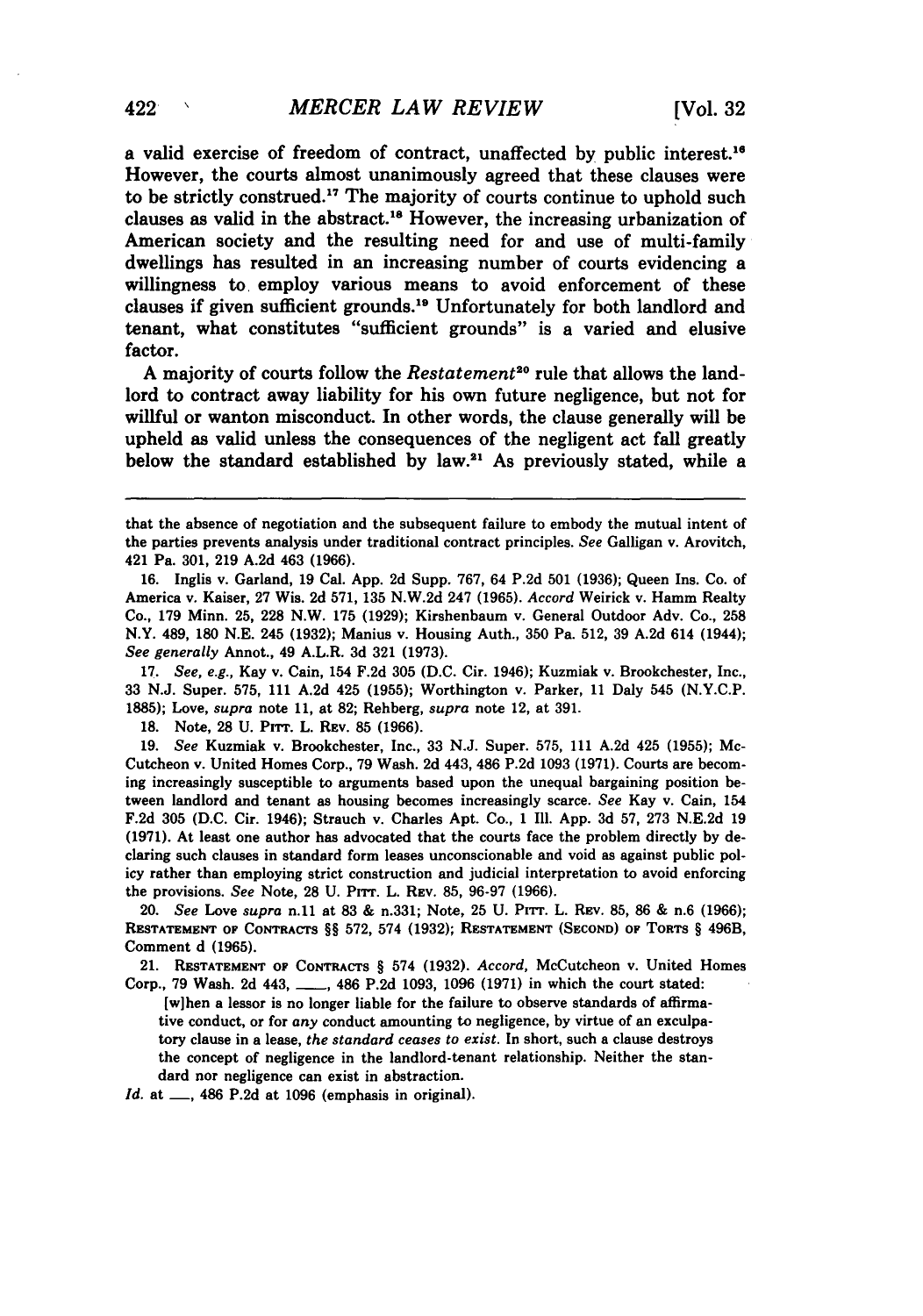a valid exercise of freedom of contract, unaffected by public interest.[16] However, the courts almost unanimously agreed that these clauses were to be strictly construed.[17] The majority of courts continue to uphold such clauses as valid in the abstract.[18] However, the increasing urbanization of American society and the resulting need for and use of multi-family dwellings has resulted in an increasing number of courts evidencing a willingness to employ various means to avoid enforcement of these clauses if given sufficient grounds.[19] Unfortunately for both landlord and tenant, what constitutes "sufficient grounds" is a varied and elusive factor.

A majority of courts follow the *Restatement*[20] rule that allows the landlord to contract away liability for his own future negligence, but not for willful or wanton misconduct. In other words, the clause generally will be upheld as valid unless the consequences of the negligent act fall greatly below the standard established by law.[21] As previously stated, while a

---

that the absence of negotiation and the subsequent failure to embody the mutual intent of the parties prevents analysis under traditional contract principles. *See* Galligan v. Arovitch, 421 Pa. 301, 219 A.2d 463 (1966).

16. Inglis v. Garland, 19 Cal. App. 2d Supp. 767, 64 P.2d 501 (1936); Queen Ins. Co. of America v. Kaiser, 27 Wis. 2d 571, 135 N.W.2d 247 (1965). *Accord* Weirick v. Hamm Realty Co., 179 Minn. 25, 228 N.W. 175 (1929); Kirshenbaum v. General Outdoor Adv. Co., 258 N.Y. 489, 180 N.E. 245 (1932); Manius v. Housing Auth., 350 Pa. 512, 39 A.2d 614 (1944); *See generally* Annot., 49 A.L.R. 3d 321 (1973).

17. *See, e.g.*, Kay v. Cain, 154 F.2d 305 (D.C. Cir. 1946); Kuzmiak v. Brookchester, Inc., 33 N.J. Super. 575, 111 A.2d 425 (1955); Worthington v. Parker, 11 Daly 545 (N.Y.C.P. 1885); Love, *supra* note 11, at 82; Rehberg, *supra* note 12, at 391.

18. Note, 28 U. PITT. L. REV. 85 (1966).

19. *See* Kuzmiak v. Brookchester, Inc., 33 N.J. Super. 575, 111 A.2d 425 (1955); McCutcheon v. United Homes Corp., 79 Wash. 2d 443, 486 P.2d 1093 (1971). Courts are becoming increasingly susceptible to arguments based upon the unequal bargaining position between landlord and tenant as housing becomes increasingly scarce. *See* Kay v. Cain, 154 F.2d 305 (D.C. Cir. 1946); Strauch v. Charles Apt. Co., 1 Ill. App. 3d 57, 273 N.E.2d 19 (1971). At least one author has advocated that the courts face the problem directly by declaring such clauses in standard form leases unconscionable and void as against public policy rather than employing strict construction and judicial interpretation to avoid enforcing the provisions. *See* Note, 28 U. PITT. L. REV. 85, 96-97 (1966).

20. *See* Love *supra* n.11 at 83 & n.331; Note, 25 U. PITT. L. REV. 85, 86 & n.6 (1966); RESTATEMENT OF CONTRACTS §§ 572, 574 (1932); RESTATEMENT (SECOND) OF TORTS § 496B, Comment d (1965).

21. RESTATEMENT OF CONTRACTS § 574 (1932). *Accord*, McCutcheon v. United Homes Corp., 79 Wash. 2d 443, \_\_\_\_, 486 P.2d 1093, 1096 (1971) in which the court stated:

> [w]hen a lessor is no longer liable for the failure to observe standards of affirmative conduct, or for *any* conduct amounting to negligence, by virtue of an exculpatory clause in a lease, *the standard ceases to exist*. In short, such a clause destroys the concept of negligence in the landlord-tenant relationship. Neither the standard nor negligence can exist in abstraction.

*Id.* at \_\_\_, 486 P.2d at 1096 (emphasis in original).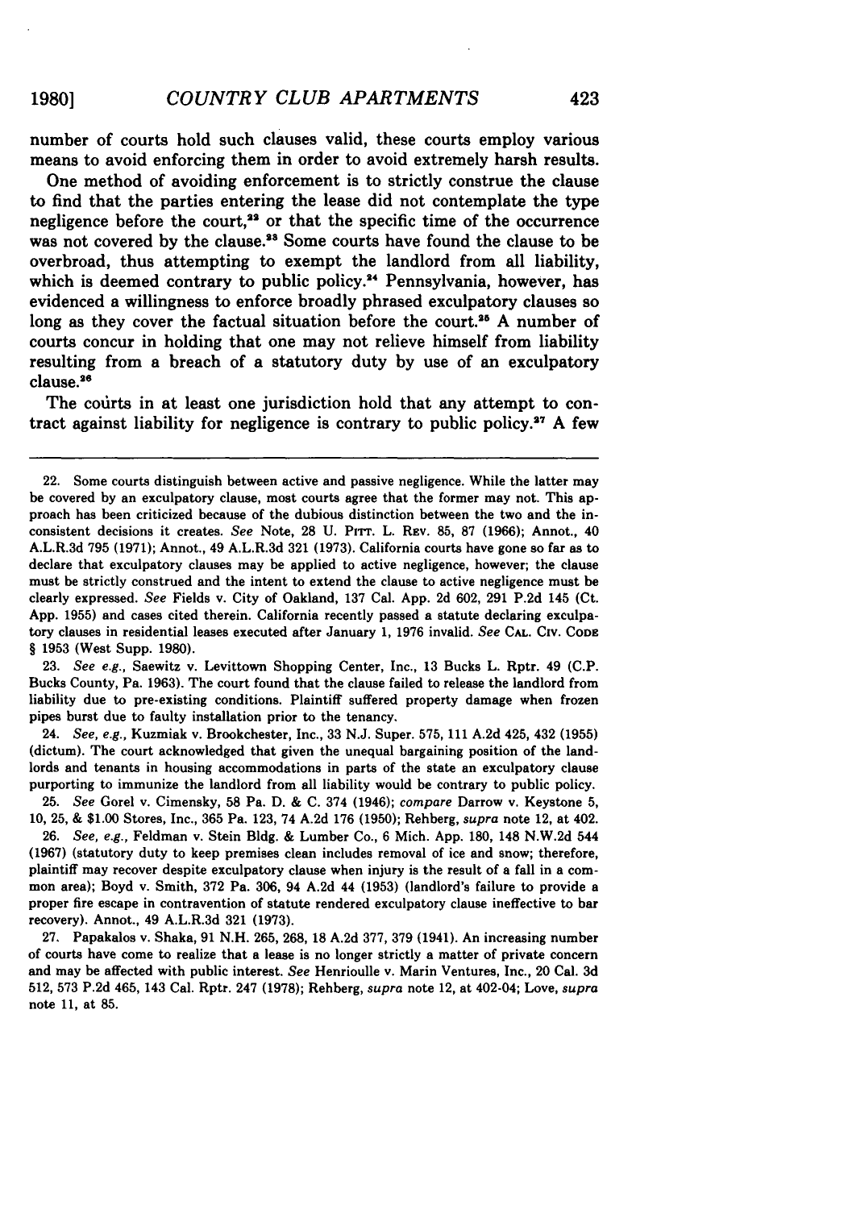number of courts hold such clauses valid, these courts employ various means to avoid enforcing them in order to avoid extremely harsh results.

One method of avoiding enforcement is to strictly construe the clause to find that the parties entering the lease did not contemplate the type negligence before the court,[22] or that the specific time of the occurrence was not covered by the clause.[23] Some courts have found the clause to be overbroad, thus attempting to exempt the landlord from all liability, which is deemed contrary to public policy.[24] Pennsylvania, however, has evidenced a willingness to enforce broadly phrased exculpatory clauses so long as they cover the factual situation before the court.[25] A number of courts concur in holding that one may not relieve himself from liability resulting from a breach of a statutory duty by use of an exculpatory clause.[26]

The courts in at least one jurisdiction hold that any attempt to contract against liability for negligence is contrary to public policy.[27] A few

---

22. Some courts distinguish between active and passive negligence. While the latter may be covered by an exculpatory clause, most courts agree that the former may not. This approach has been criticized because of the dubious distinction between the two and the inconsistent decisions it creates. *See* Note, 28 U. PITT. L. REV. 85, 87 (1966); Annot., 40 A.L.R.3d 795 (1971); Annot., 49 A.L.R.3d 321 (1973). California courts have gone so far as to declare that exculpatory clauses may be applied to active negligence, however; the clause must be strictly construed and the intent to extend the clause to active negligence must be clearly expressed. *See* Fields v. City of Oakland, 137 Cal. App. 2d 602, 291 P.2d 145 (Ct. App. 1955) and cases cited therein. California recently passed a statute declaring exculpatory clauses in residential leases executed after January 1, 1976 invalid. *See* CAL. CIV. CODE § 1953 (West Supp. 1980).

23. *See e.g.*, Saewitz v. Levittown Shopping Center, Inc., 13 Bucks L. Rptr. 49 (C.P. Bucks County, Pa. 1963). The court found that the clause failed to release the landlord from liability due to pre-existing conditions. Plaintiff suffered property damage when frozen pipes burst due to faulty installation prior to the tenancy.

24. *See, e.g.*, Kuzmiak v. Brookchester, Inc., 33 N.J. Super. 575, 111 A.2d 425, 432 (1955) (dictum). The court acknowledged that given the unequal bargaining position of the landlords and tenants in housing accommodations in parts of the state an exculpatory clause purporting to immunize the landlord from all liability would be contrary to public policy.

25. *See* Gorel v. Cimensky, 58 Pa. D. & C. 374 (1946); *compare* Darrow v. Keystone 5, 10, 25, & $1.00 Stores, Inc., 365 Pa. 123, 74 A.2d 176 (1950); Rehberg, *supra* note 12, at 402.

26. *See, e.g.*, Feldman v. Stein Bldg. & Lumber Co., 6 Mich. App. 180, 148 N.W.2d 544 (1967) (statutory duty to keep premises clean includes removal of ice and snow; therefore, plaintiff may recover despite exculpatory clause when injury is the result of a fall in a common area); Boyd v. Smith, 372 Pa. 306, 94 A.2d 44 (1953) (landlord's failure to provide a proper fire escape in contravention of statute rendered exculpatory clause ineffective to bar recovery). Annot., 49 A.L.R.3d 321 (1973).

27. Papakalos v. Shaka, 91 N.H. 265, 268, 18 A.2d 377, 379 (1941). An increasing number of courts have come to realize that a lease is no longer strictly a matter of private concern and may be affected with public interest. *See* Henrioulle v. Marin Ventures, Inc., 20 Cal. 3d 512, 573 P.2d 465, 143 Cal. Rptr. 247 (1978); Rehberg, *supra* note 12, at 402-04; Love, *supra* note 11, at 85.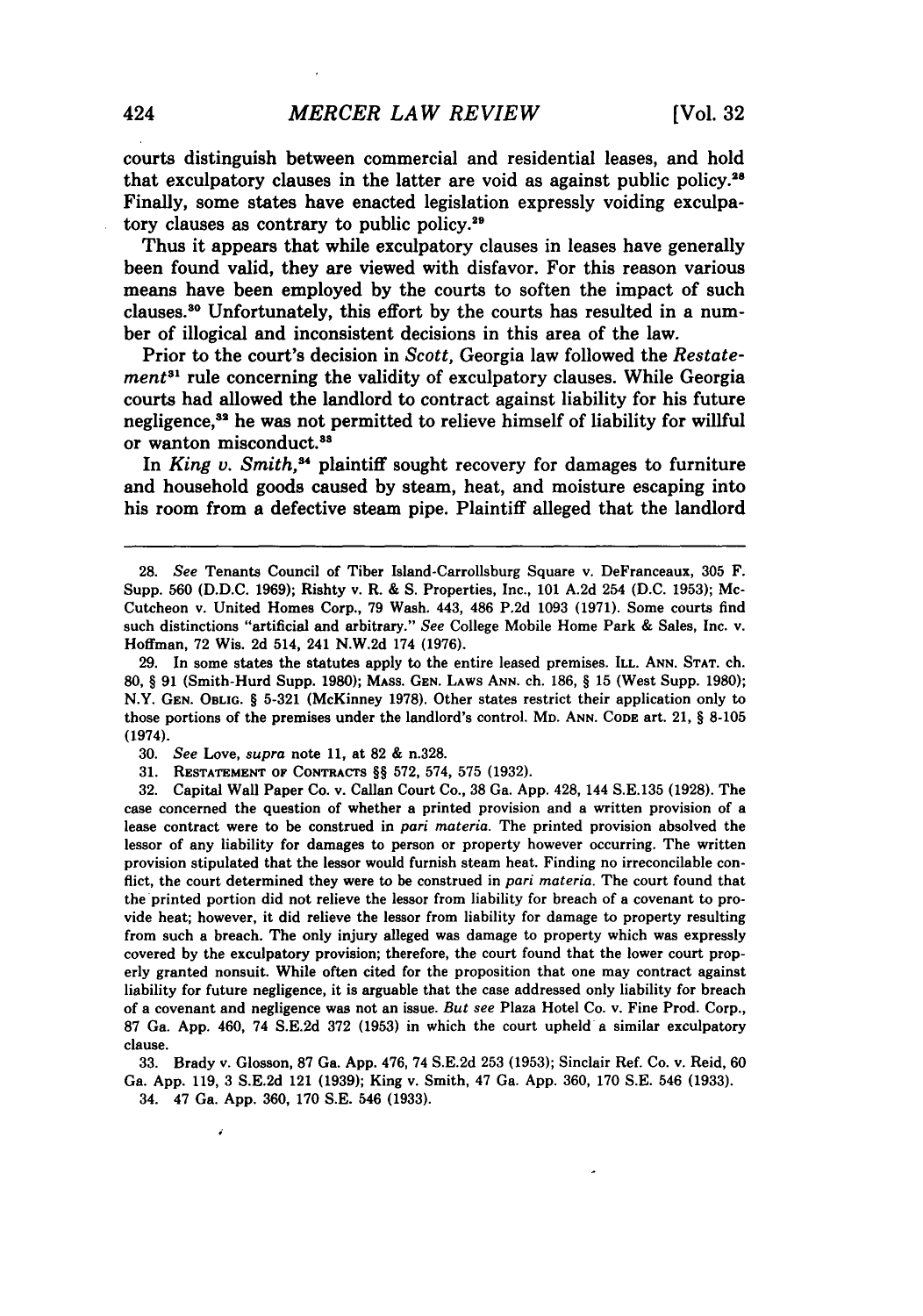courts distinguish between commercial and residential leases, and hold that exculpatory clauses in the latter are void as against public policy.[28] Finally, some states have enacted legislation expressly voiding exculpatory clauses as contrary to public policy.[29]

Thus it appears that while exculpatory clauses in leases have generally been found valid, they are viewed with disfavor. For this reason various means have been employed by the courts to soften the impact of such clauses.[30] Unfortunately, this effort by the courts has resulted in a number of illogical and inconsistent decisions in this area of the law.

Prior to the court's decision in *Scott*, Georgia law followed the *Restatement*[31] rule concerning the validity of exculpatory clauses. While Georgia courts had allowed the landlord to contract against liability for his future negligence,[32] he was not permitted to relieve himself of liability for willful or wanton misconduct.[33]

In *King v. Smith*,[34] plaintiff sought recovery for damages to furniture and household goods caused by steam, heat, and moisture escaping into his room from a defective steam pipe. Plaintiff alleged that the landlord

---

28. *See* Tenants Council of Tiber Island-Carrollsburg Square v. DeFranceaux, 305 F. Supp. 560 (D.D.C. 1969); Rishty v. R. & S. Properties, Inc., 101 A.2d 254 (D.C. 1953); McCutcheon v. United Homes Corp., 79 Wash. 443, 486 P.2d 1093 (1971). Some courts find such distinctions "artificial and arbitrary." *See* College Mobile Home Park & Sales, Inc. v. Hoffman, 72 Wis. 2d 514, 241 N.W.2d 174 (1976).

29. In some states the statutes apply to the entire leased premises. ILL. ANN. STAT. ch. 80, § 91 (Smith-Hurd Supp. 1980); MASS. GEN. LAWS ANN. ch. 186, § 15 (West Supp. 1980); N.Y. GEN. OBLIG. § 5-321 (McKinney 1978). Other states restrict their application only to those portions of the premises under the landlord's control. MD. ANN. CODE art. 21, § 8-105 (1974).

30. *See* Love, *supra* note 11, at 82 & n.328.

31. RESTATEMENT OF CONTRACTS §§ 572, 574, 575 (1932).

32. Capital Wall Paper Co. v. Callan Court Co., 38 Ga. App. 428, 144 S.E.135 (1928). The case concerned the question of whether a printed provision and a written provision of a lease contract were to be construed in *pari materia*. The printed provision absolved the lessor of any liability for damages to person or property however occurring. The written provision stipulated that the lessor would furnish steam heat. Finding no irreconcilable conflict, the court determined they were to be construed in *pari materia*. The court found that the printed portion did not relieve the lessor from liability for breach of a covenant to provide heat; however, it did relieve the lessor from liability for damage to property resulting from such a breach. The only injury alleged was damage to property which was expressly covered by the exculpatory provision; therefore, the court found that the lower court properly granted nonsuit. While often cited for the proposition that one may contract against liability for future negligence, it is arguable that the case addressed only liability for breach of a covenant and negligence was not an issue. *But see* Plaza Hotel Co. v. Fine Prod. Corp., 87 Ga. App. 460, 74 S.E.2d 372 (1953) in which the court upheld a similar exculpatory clause.

33. Brady v. Glosson, 87 Ga. App. 476, 74 S.E.2d 253 (1953); Sinclair Ref. Co. v. Reid, 60 Ga. App. 119, 3 S.E.2d 121 (1939); King v. Smith, 47 Ga. App. 360, 170 S.E. 546 (1933).

34. 47 Ga. App. 360, 170 S.E. 546 (1933).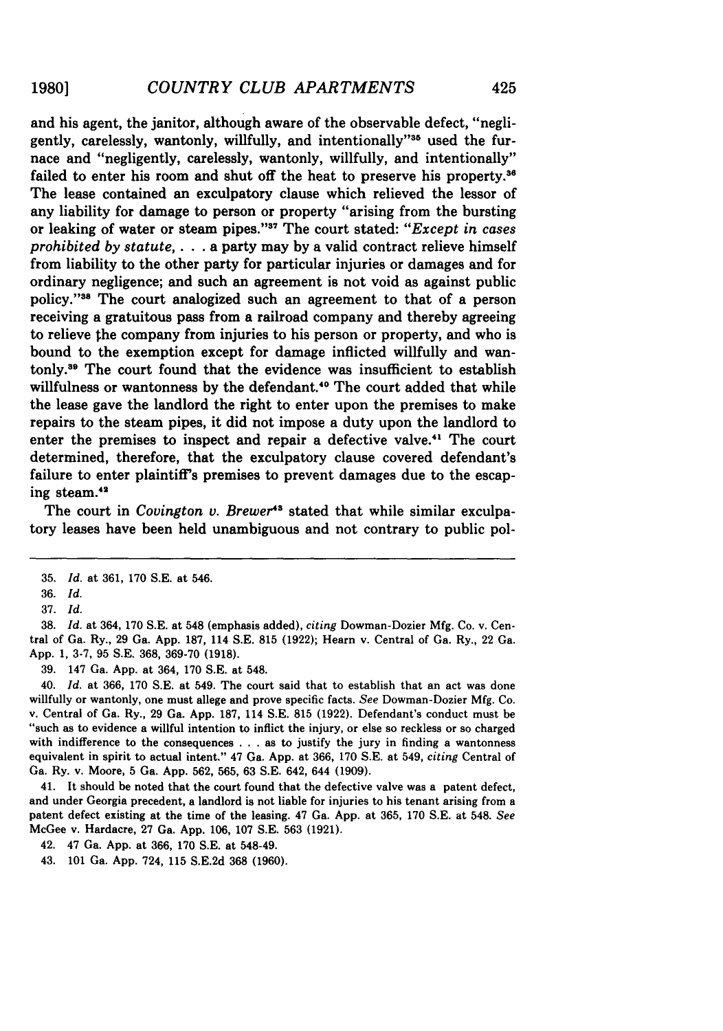and his agent, the janitor, although aware of the observable defect, "negligently, carelessly, wantonly, willfully, and intentionally"[35] used the furnace and "negligently, carelessly, wantonly, willfully, and intentionally" failed to enter his room and shut off the heat to preserve his property.[36] The lease contained an exculpatory clause which relieved the lessor of any liability for damage to person or property "arising from the bursting or leaking of water or steam pipes."[37] The court stated: "*Except in cases prohibited by statute*, . . . a party may by a valid contract relieve himself from liability to the other party for particular injuries or damages and for ordinary negligence; and such an agreement is not void as against public policy."[38] The court analogized such an agreement to that of a person receiving a gratuitous pass from a railroad company and thereby agreeing to relieve the company from injuries to his person or property, and who is bound to the exemption except for damage inflicted willfully and wantonly.[39] The court found that the evidence was insufficient to establish willfulness or wantonness by the defendant.[40] The court added that while the lease gave the landlord the right to enter upon the premises to make repairs to the steam pipes, it did not impose a duty upon the landlord to enter the premises to inspect and repair a defective valve.[41] The court determined, therefore, that the exculpatory clause covered defendant's failure to enter plaintiff's premises to prevent damages due to the escaping steam.[42]

The court in *Covington v. Brewer*[43] stated that while similar exculpatory leases have been held unambiguous and not contrary to public pol-

---

35. *Id.* at 361, 170 S.E. at 546.

36. *Id.*

37. *Id.*

38. *Id.* at 364, 170 S.E. at 548 (emphasis added), *citing* Dowman-Dozier Mfg. Co. v. Central of Ga. Ry., 29 Ga. App. 187, 114 S.E. 815 (1922); Hearn v. Central of Ga. Ry., 22 Ga. App. 1, 3-7, 95 S.E. 368, 369-70 (1918).

39. 147 Ga. App. at 364, 170 S.E. at 548.

40. *Id.* at 366, 170 S.E. at 549. The court said that to establish that an act was done willfully or wantonly, one must allege and prove specific facts. *See* Dowman-Dozier Mfg. Co. v. Central of Ga. Ry., 29 Ga. App. 187, 114 S.E. 815 (1922). Defendant's conduct must be "such as to evidence a willful intention to inflict the injury, or else so reckless or so charged with indifference to the consequences . . . as to justify the jury in finding a wantonness equivalent in spirit to actual intent." 47 Ga. App. at 366, 170 S.E. at 549, *citing* Central of Ga. Ry. v. Moore, 5 Ga. App. 562, 565, 63 S.E. 642, 644 (1909).

41. It should be noted that the court found that the defective valve was a patent defect, and under Georgia precedent, a landlord is not liable for injuries to his tenant arising from a patent defect existing at the time of the leasing. 47 Ga. App. at 365, 170 S.E. at 548. *See* McGee v. Hardacre, 27 Ga. App. 106, 107 S.E. 563 (1921).

42. 47 Ga. App. at 366, 170 S.E. at 548-49.

43. 101 Ga. App. 724, 115 S.E.2d 368 (1960).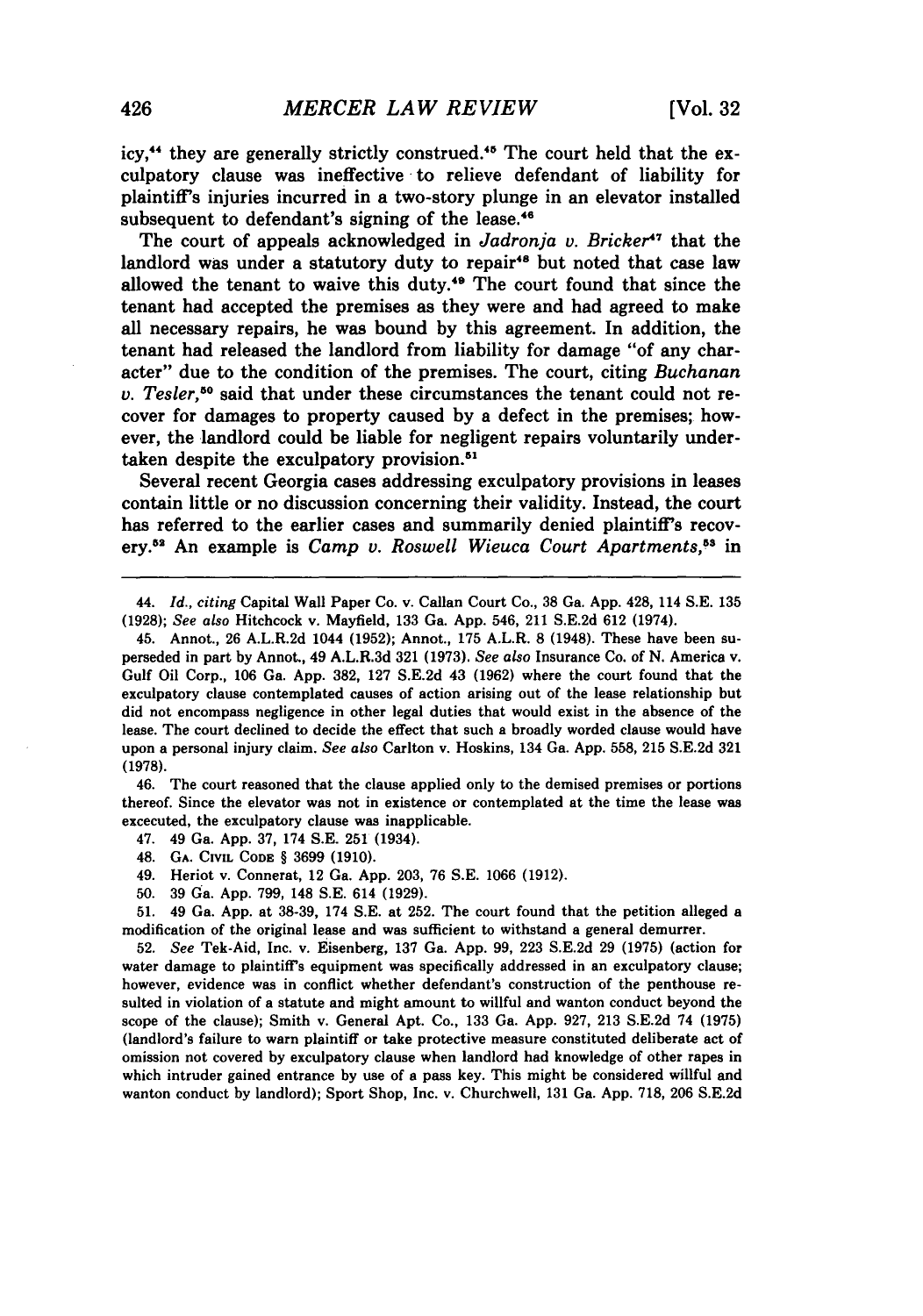icy,[44] they are generally strictly construed.[45] The court held that the exculpatory clause was ineffective to relieve defendant of liability for plaintiff's injuries incurred in a two-story plunge in an elevator installed subsequent to defendant's signing of the lease.[46]

The court of appeals acknowledged in *Jadronja v. Bricker*[47] that the landlord was under a statutory duty to repair[48] but noted that case law allowed the tenant to waive this duty.[49] The court found that since the tenant had accepted the premises as they were and had agreed to make all necessary repairs, he was bound by this agreement. In addition, the tenant had released the landlord from liability for damage "of any character" due to the condition of the premises. The court, citing *Buchanan v. Tesler*,[50] said that under these circumstances the tenant could not recover for damages to property caused by a defect in the premises; however, the landlord could be liable for negligent repairs voluntarily undertaken despite the exculpatory provision.[51]

Several recent Georgia cases addressing exculpatory provisions in leases contain little or no discussion concerning their validity. Instead, the court has referred to the earlier cases and summarily denied plaintiff's recovery.[52] An example is *Camp v. Roswell Wieuca Court Apartments*,[53] in

---

44. *Id., citing* Capital Wall Paper Co. v. Callan Court Co., 38 Ga. App. 428, 114 S.E. 135 (1928); *See also* Hitchcock v. Mayfield, 133 Ga. App. 546, 211 S.E.2d 612 (1974).

45. Annot., 26 A.L.R.2d 1044 (1952); Annot., 175 A.L.R. 8 (1948). These have been superseded in part by Annot., 49 A.L.R.3d 321 (1973). *See also* Insurance Co. of N. America v. Gulf Oil Corp., 106 Ga. App. 382, 127 S.E.2d 43 (1962) where the court found that the exculpatory clause contemplated causes of action arising out of the lease relationship but did not encompass negligence in other legal duties that would exist in the absence of the lease. The court declined to decide the effect that such a broadly worded clause would have upon a personal injury claim. *See also* Carlton v. Hoskins, 134 Ga. App. 558, 215 S.E.2d 321 (1978).

46. The court reasoned that the clause applied only to the demised premises or portions thereof. Since the elevator was not in existence or contemplated at the time the lease was excecuted, the exculpatory clause was inapplicable.

47. 49 Ga. App. 37, 174 S.E. 251 (1934).

48. GA. CIVIL CODE § 3699 (1910).

49. Heriot v. Connerat, 12 Ga. App. 203, 76 S.E. 1066 (1912).

50. 39 Ga. App. 799, 148 S.E. 614 (1929).

51. 49 Ga. App. at 38-39, 174 S.E. at 252. The court found that the petition alleged a modification of the original lease and was sufficient to withstand a general demurrer.

52. *See* Tek-Aid, Inc. v. Eisenberg, 137 Ga. App. 99, 223 S.E.2d 29 (1975) (action for water damage to plaintiff's equipment was specifically addressed in an exculpatory clause; however, evidence was in conflict whether defendant's construction of the penthouse resulted in violation of a statute and might amount to willful and wanton conduct beyond the scope of the clause); Smith v. General Apt. Co., 133 Ga. App. 927, 213 S.E.2d 74 (1975) (landlord's failure to warn plaintiff or take protective measure constituted deliberate act of omission not covered by exculpatory clause when landlord had knowledge of other rapes in which intruder gained entrance by use of a pass key. This might be considered willful and wanton conduct by landlord); Sport Shop, Inc. v. Churchwell, 131 Ga. App. 718, 206 S.E.2d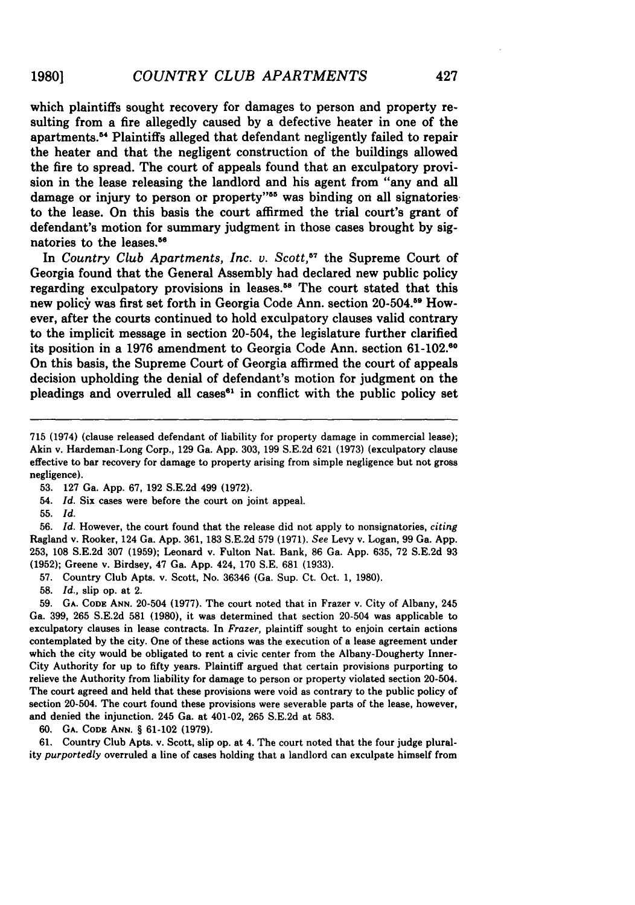which plaintiffs sought recovery for damages to person and property resulting from a fire allegedly caused by a defective heater in one of the apartments.[54] Plaintiffs alleged that defendant negligently failed to repair the heater and that the negligent construction of the buildings allowed the fire to spread. The court of appeals found that an exculpatory provision in the lease releasing the landlord and his agent from "any and all damage or injury to person or property"[55] was binding on all signatories to the lease. On this basis the court affirmed the trial court's grant of defendant's motion for summary judgment in those cases brought by signatories to the leases.[56]

In *Country Club Apartments, Inc. v. Scott*,[57] the Supreme Court of Georgia found that the General Assembly had declared new public policy regarding exculpatory provisions in leases.[58] The court stated that this new policy was first set forth in Georgia Code Ann. section 20-504.[59] However, after the courts continued to hold exculpatory clauses valid contrary to the implicit message in section 20-504, the legislature further clarified its position in a 1976 amendment to Georgia Code Ann. section 61-102.[60] On this basis, the Supreme Court of Georgia affirmed the court of appeals decision upholding the denial of defendant's motion for judgment on the pleadings and overruled all cases[61] in conflict with the public policy set

---

715 (1974) (clause released defendant of liability for property damage in commercial lease); Akin v. Hardeman-Long Corp., 129 Ga. App. 303, 199 S.E.2d 621 (1973) (exculpatory clause effective to bar recovery for damage to property arising from simple negligence but not gross negligence).

53. 127 Ga. App. 67, 192 S.E.2d 499 (1972).

54. *Id.* Six cases were before the court on joint appeal.

55. *Id.*

56. *Id.* However, the court found that the release did not apply to nonsignatories, *citing* Ragland v. Rooker, 124 Ga. App. 361, 183 S.E.2d 579 (1971). *See* Levy v. Logan, 99 Ga. App. 253, 108 S.E.2d 307 (1959); Leonard v. Fulton Nat. Bank, 86 Ga. App. 635, 72 S.E.2d 93 (1952); Greene v. Birdsey, 47 Ga. App. 424, 170 S.E. 681 (1933).

57. Country Club Apts. v. Scott, No. 36346 (Ga. Sup. Ct. Oct. 1, 1980).

58. *Id.*, slip op. at 2.

59. GA. CODE ANN. 20-504 (1977). The court noted that in Frazer v. City of Albany, 245 Ga. 399, 265 S.E.2d 581 (1980), it was determined that section 20-504 was applicable to exculpatory clauses in lease contracts. In *Frazer*, plaintiff sought to enjoin certain actions contemplated by the city. One of these actions was the execution of a lease agreement under which the city would be obligated to rent a civic center from the Albany-Dougherty Inner-City Authority for up to fifty years. Plaintiff argued that certain provisions purporting to relieve the Authority from liability for damage to person or property violated section 20-504. The court agreed and held that these provisions were void as contrary to the public policy of section 20-504. The court found these provisions were severable parts of the lease, however, and denied the injunction. 245 Ga. at 401-02, 265 S.E.2d at 583.

60. GA. CODE ANN. § 61-102 (1979).

61. Country Club Apts. v. Scott, slip op. at 4. The court noted that the four judge plurality *purportedly* overruled a line of cases holding that a landlord can exculpate himself from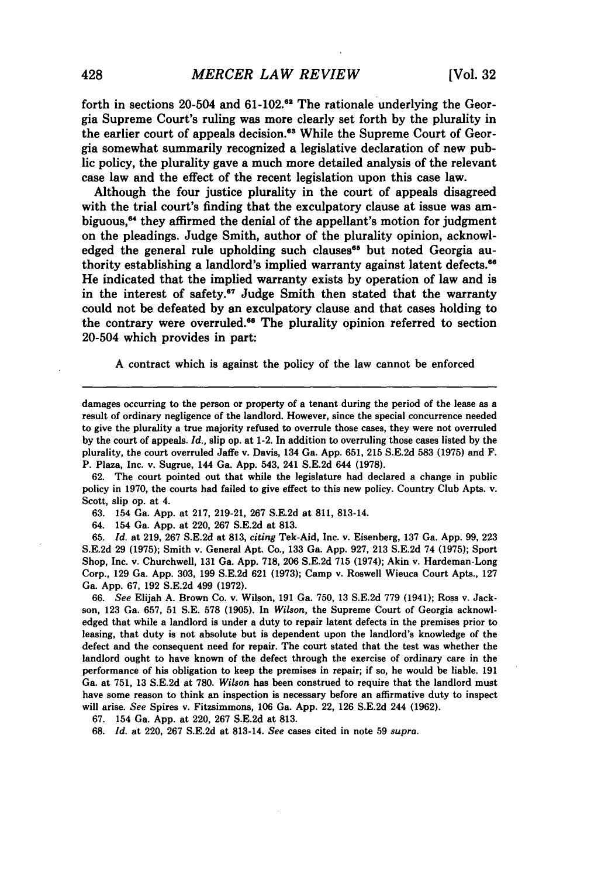forth in sections 20-504 and 61-102.[62] The rationale underlying the Georgia Supreme Court's ruling was more clearly set forth by the plurality in the earlier court of appeals decision.[63] While the Supreme Court of Georgia somewhat summarily recognized a legislative declaration of new public policy, the plurality gave a much more detailed analysis of the relevant case law and the effect of the recent legislation upon this case law.

Although the four justice plurality in the court of appeals disagreed with the trial court's finding that the exculpatory clause at issue was ambiguous,[64] they affirmed the denial of the appellant's motion for judgment on the pleadings. Judge Smith, author of the plurality opinion, acknowledged the general rule upholding such clauses[65] but noted Georgia authority establishing a landlord's implied warranty against latent defects.[66] He indicated that the implied warranty exists by operation of law and is in the interest of safety.[67] Judge Smith then stated that the warranty could not be defeated by an exculpatory clause and that cases holding to the contrary were overruled.[68] The plurality opinion referred to section 20-504 which provides in part:

> A contract which is against the policy of the law cannot be enforced

---

damages occurring to the person or property of a tenant during the period of the lease as a result of ordinary negligence of the landlord. However, since the special concurrence needed to give the plurality a true majority refused to overrule those cases, they were not overruled by the court of appeals. *Id.*, slip op. at 1-2. In addition to overruling those cases listed by the plurality, the court overruled Jaffe v. Davis, 134 Ga. App. 651, 215 S.E.2d 583 (1975) and F. P. Plaza, Inc. v. Sugrue, 144 Ga. App. 543, 241 S.E.2d 644 (1978).

62. The court pointed out that while the legislature had declared a change in public policy in 1970, the courts had failed to give effect to this new policy. Country Club Apts. v. Scott, slip op. at 4.

63. 154 Ga. App. at 217, 219-21, 267 S.E.2d at 811, 813-14.

64. 154 Ga. App. at 220, 267 S.E.2d at 813.

65. *Id.* at 219, 267 S.E.2d at 813, *citing* Tek-Aid, Inc. v. Eisenberg, 137 Ga. App. 99, 223 S.E.2d 29 (1975); Smith v. General Apt. Co., 133 Ga. App. 927, 213 S.E.2d 74 (1975); Sport Shop, Inc. v. Churchwell, 131 Ga. App. 718, 206 S.E.2d 715 (1974); Akin v. Hardeman-Long Corp., 129 Ga. App. 303, 199 S.E.2d 621 (1973); Camp v. Roswell Wieuca Court Apts., 127 Ga. App. 67, 192 S.E.2d 499 (1972).

66. *See* Elijah A. Brown Co. v. Wilson, 191 Ga. 750, 13 S.E.2d 779 (1941); Ross v. Jackson, 123 Ga. 657, 51 S.E. 578 (1905). In *Wilson*, the Supreme Court of Georgia acknowledged that while a landlord is under a duty to repair latent defects in the premises prior to leasing, that duty is not absolute but is dependent upon the landlord's knowledge of the defect and the consequent need for repair. The court stated that the test was whether the landlord ought to have known of the defect through the exercise of ordinary care in the performance of his obligation to keep the premises in repair; if so, he would be liable. 191 Ga. at 751, 13 S.E.2d at 780. *Wilson* has been construed to require that the landlord must have some reason to think an inspection is necessary before an affirmative duty to inspect will arise. *See* Spires v. Fitzsimmons, 106 Ga. App. 22, 126 S.E.2d 244 (1962).

67. 154 Ga. App. at 220, 267 S.E.2d at 813.

68. *Id.* at 220, 267 S.E.2d at 813-14. *See* cases cited in note 59 *supra*.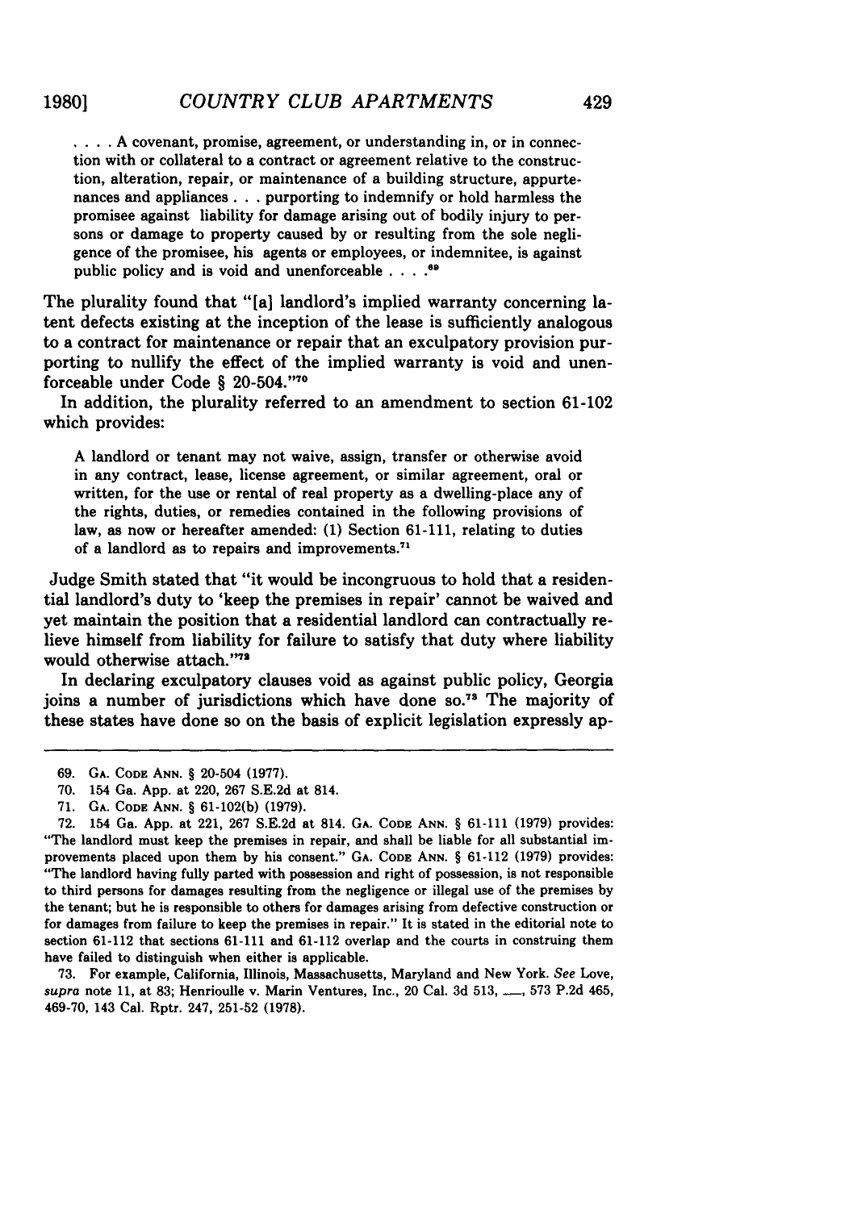. . . . A covenant, promise, agreement, or understanding in, or in connection with or collateral to a contract or agreement relative to the construction, alteration, repair, or maintenance of a building structure, appurtenances and appliances . . . purporting to indemnify or hold harmless the promisee against liability for damage arising out of bodily injury to persons or damage to property caused by or resulting from the sole negligence of the promisee, his agents or employees, or indemnitee, is against public policy and is void and unenforceable . . . .[69]

The plurality found that "[a] landlord's implied warranty concerning latent defects existing at the inception of the lease is sufficiently analogous to a contract for maintenance or repair that an exculpatory provision purporting to nullify the effect of the implied warranty is void and unenforceable under Code § 20-504."[70]

In addition, the plurality referred to an amendment to section 61-102 which provides:

> A landlord or tenant may not waive, assign, transfer or otherwise avoid in any contract, lease, license agreement, or similar agreement, oral or written, for the use or rental of real property as a dwelling-place any of the rights, duties, or remedies contained in the following provisions of law, as now or hereafter amended: (1) Section 61-111, relating to duties of a landlord as to repairs and improvements.[71]

Judge Smith stated that "it would be incongruous to hold that a residential landlord's duty to 'keep the premises in repair' cannot be waived and yet maintain the position that a residential landlord can contractually relieve himself from liability for failure to satisfy that duty where liability would otherwise attach."[72]

In declaring exculpatory clauses void as against public policy, Georgia joins a number of jurisdictions which have done so.[73] The majority of these states have done so on the basis of explicit legislation expressly ap-

---

69. GA. CODE ANN. § 20-504 (1977).

70. 154 Ga. App. at 220, 267 S.E.2d at 814.

71. GA. CODE ANN. § 61-102(b) (1979).

72. 154 Ga. App. at 221, 267 S.E.2d at 814. GA. CODE ANN. § 61-111 (1979) provides: "The landlord must keep the premises in repair, and shall be liable for all substantial improvements placed upon them by his consent." GA. CODE ANN. § 61-112 (1979) provides: "The landlord having fully parted with possession and right of possession, is not responsible to third persons for damages resulting from the negligence or illegal use of the premises by the tenant; but he is responsible to others for damages arising from defective construction or for damages from failure to keep the premises in repair." It is stated in the editorial note to section 61-112 that sections 61-111 and 61-112 overlap and the courts in construing them have failed to distinguish when either is applicable.

73. For example, California, Illinois, Massachusetts, Maryland and New York. *See* Love, *supra* note 11, at 83; Henrioulle v. Marin Ventures, Inc., 20 Cal. 3d 513, ___, 573 P.2d 465, 469-70, 143 Cal. Rptr. 247, 251-52 (1978).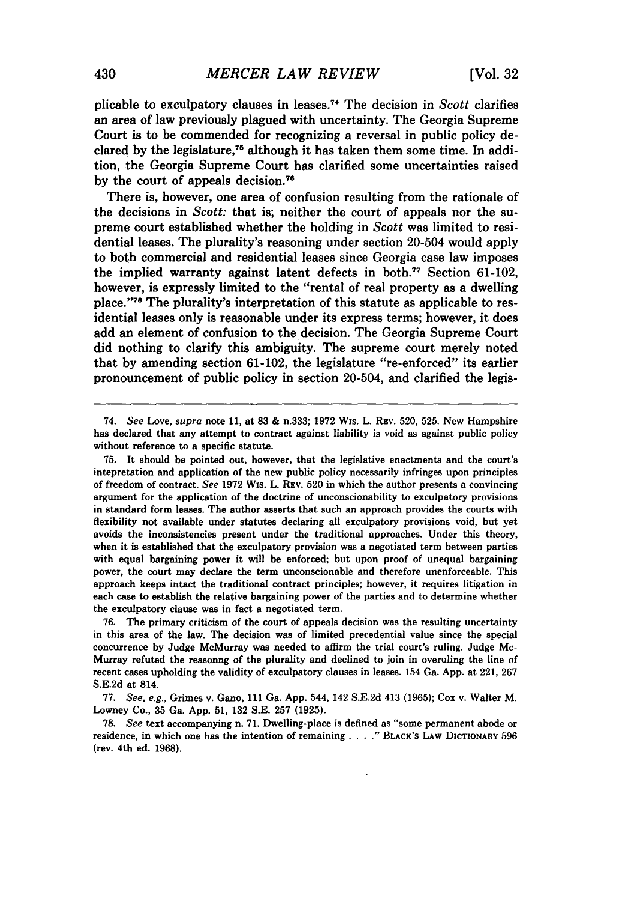plicable to exculpatory clauses in leases.[74] The decision in *Scott* clarifies an area of law previously plagued with uncertainty. The Georgia Supreme Court is to be commended for recognizing a reversal in public policy declared by the legislature,[75] although it has taken them some time. In addition, the Georgia Supreme Court has clarified some uncertainties raised by the court of appeals decision.[76]

There is, however, one area of confusion resulting from the rationale of the decisions in *Scott:* that is; neither the court of appeals nor the supreme court established whether the holding in *Scott* was limited to residential leases. The plurality's reasoning under section 20-504 would apply to both commercial and residential leases since Georgia case law imposes the implied warranty against latent defects in both.[77] Section 61-102, however, is expressly limited to the "rental of real property as a dwelling place."[78] The plurality's interpretation of this statute as applicable to residential leases only is reasonable under its express terms; however, it does add an element of confusion to the decision. The Georgia Supreme Court did nothing to clarify this ambiguity. The supreme court merely noted that by amending section 61-102, the legislature "re-enforced" its earlier pronouncement of public policy in section 20-504, and clarified the legis-

---

74. *See* Love, *supra* note 11, at 83 & n.333; 1972 WIS. L. REV. 520, 525. New Hampshire has declared that any attempt to contract against liability is void as against public policy without reference to a specific statute.

75. It should be pointed out, however, that the legislative enactments and the court's intepretation and application of the new public policy necessarily infringes upon principles of freedom of contract. *See* 1972 WIS. L. REV. 520 in which the author presents a convincing argument for the application of the doctrine of unconscionability to exculpatory provisions in standard form leases. The author asserts that such an approach provides the courts with flexibility not available under statutes declaring all exculpatory provisions void, but yet avoids the inconsistencies present under the traditional approaches. Under this theory, when it is established that the exculpatory provision was a negotiated term between parties with equal bargaining power it will be enforced; but upon proof of unequal bargaining power, the court may declare the term unconscionable and therefore unenforceable. This approach keeps intact the traditional contract principles; however, it requires litigation in each case to establish the relative bargaining power of the parties and to determine whether the exculpatory clause was in fact a negotiated term.

76. The primary criticism of the court of appeals decision was the resulting uncertainty in this area of the law. The decision was of limited precedential value since the special concurrence by Judge McMurray was needed to affirm the trial court's ruling. Judge McMurray refuted the reasonng of the plurality and declined to join in overuling the line of recent cases upholding the validity of exculpatory clauses in leases. 154 Ga. App. at 221, 267 S.E.2d at 814.

77. *See, e.g.,* Grimes v. Gano, 111 Ga. App. 544, 142 S.E.2d 413 (1965); Cox v. Walter M. Lowney Co., 35 Ga. App. 51, 132 S.E. 257 (1925).

78. *See* text accompanying n. 71. Dwelling-place is defined as "some permanent abode or residence, in which one has the intention of remaining . . . ." BLACK'S LAW DICTIONARY 596 (rev. 4th ed. 1968).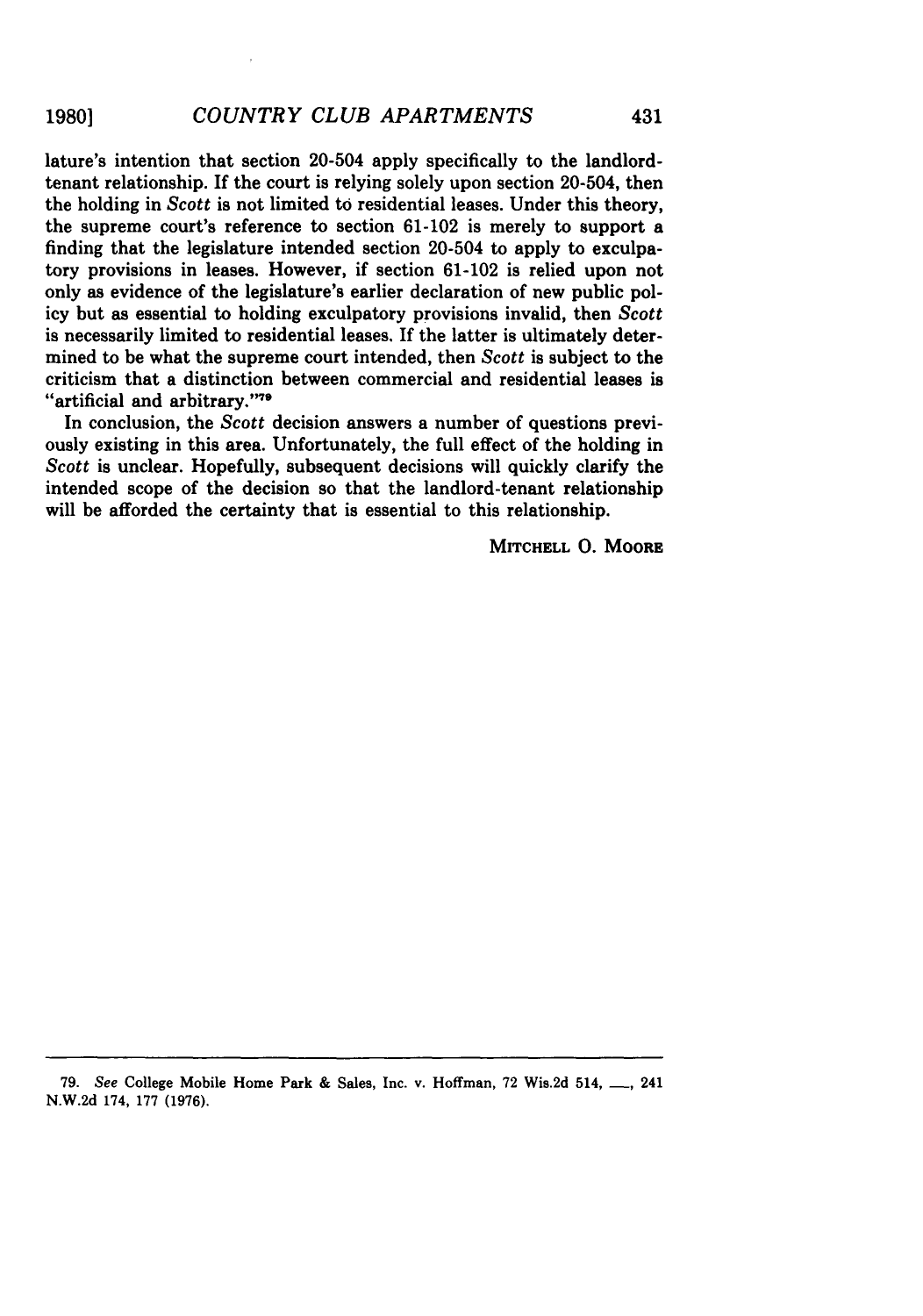lature's intention that section 20-504 apply specifically to the landlord-tenant relationship. If the court is relying solely upon section 20-504, then the holding in *Scott* is not limited to residential leases. Under this theory, the supreme court's reference to section 61-102 is merely to support a finding that the legislature intended section 20-504 to apply to exculpatory provisions in leases. However, if section 61-102 is relied upon not only as evidence of the legislature's earlier declaration of new public policy but as essential to holding exculpatory provisions invalid, then *Scott* is necessarily limited to residential leases. If the latter is ultimately determined to be what the supreme court intended, then *Scott* is subject to the criticism that a distinction between commercial and residential leases is "artificial and arbitrary."[79]

In conclusion, the *Scott* decision answers a number of questions previously existing in this area. Unfortunately, the full effect of the holding in *Scott* is unclear. Hopefully, subsequent decisions will quickly clarify the intended scope of the decision so that the landlord-tenant relationship will be afforded the certainty that is essential to this relationship.

MITCHELL O. MOORE

---

79. *See* College Mobile Home Park & Sales, Inc. v. Hoffman, 72 Wis.2d 514, ___, 241 N.W.2d 174, 177 (1976).